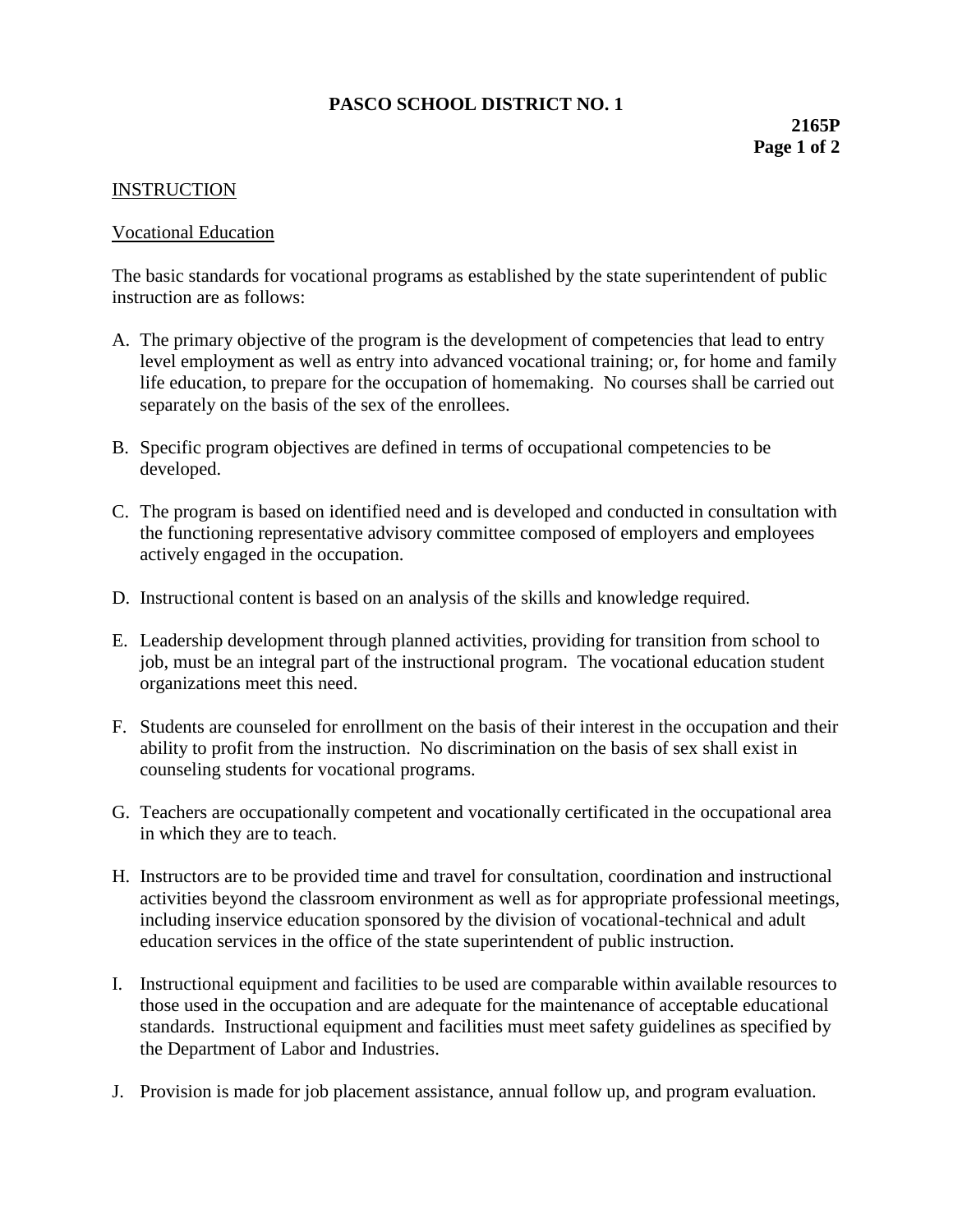# PASCO SCHOOL DISTRICT NO. 1

**2165P**

## INSTRUCTION

### Vocational Education

The basic standards for vocational programs as established by the state superintendent of public instruction are as follows:

A. The primary objective of the program is the development of competencies that lead to entry level employment as well as entry into advanced vocational training; or, for home and family life education, to prepare for the occupation of homemaking. No courses shall be carried out separately on the basis of the sex of the enrollees.

B. Specific program objectives are defined in terms of occupational competencies to be developed.

C. The program is based on identified need and is developed and conducted in consultation with the functioning representative advisory committee composed of employers and employees actively engaged in the occupation.

D. Instructional content is based on an analysis of the skills and knowledge required.

E. Leadership development through planned activities, providing for transition from school to job, must be an integral part of the instructional program. The vocational education student organizations meet this need.

F. Students are counseled for enrollment on the basis of their interest in the occupation and their ability to profit from the instruction. No discrimination on the basis of sex shall exist in counseling students for vocational programs.

G. Teachers are occupationally competent and vocationally certificated in the occupational area in which they are to teach.

H. Instructors are to be provided time and travel for consultation, coordination and instructional activities beyond the classroom environment as well as for appropriate professional meetings, including inservice education sponsored by the division of vocational-technical and adult education services in the office of the state superintendent of public instruction.

I. Instructional equipment and facilities to be used are comparable within available resources to those used in the occupation and are adequate for the maintenance of acceptable educational standards. Instructional equipment and facilities must meet safety guidelines as specified by the Department of Labor and Industries.

J. Provision is made for job placement assistance, annual follow up, and program evaluation.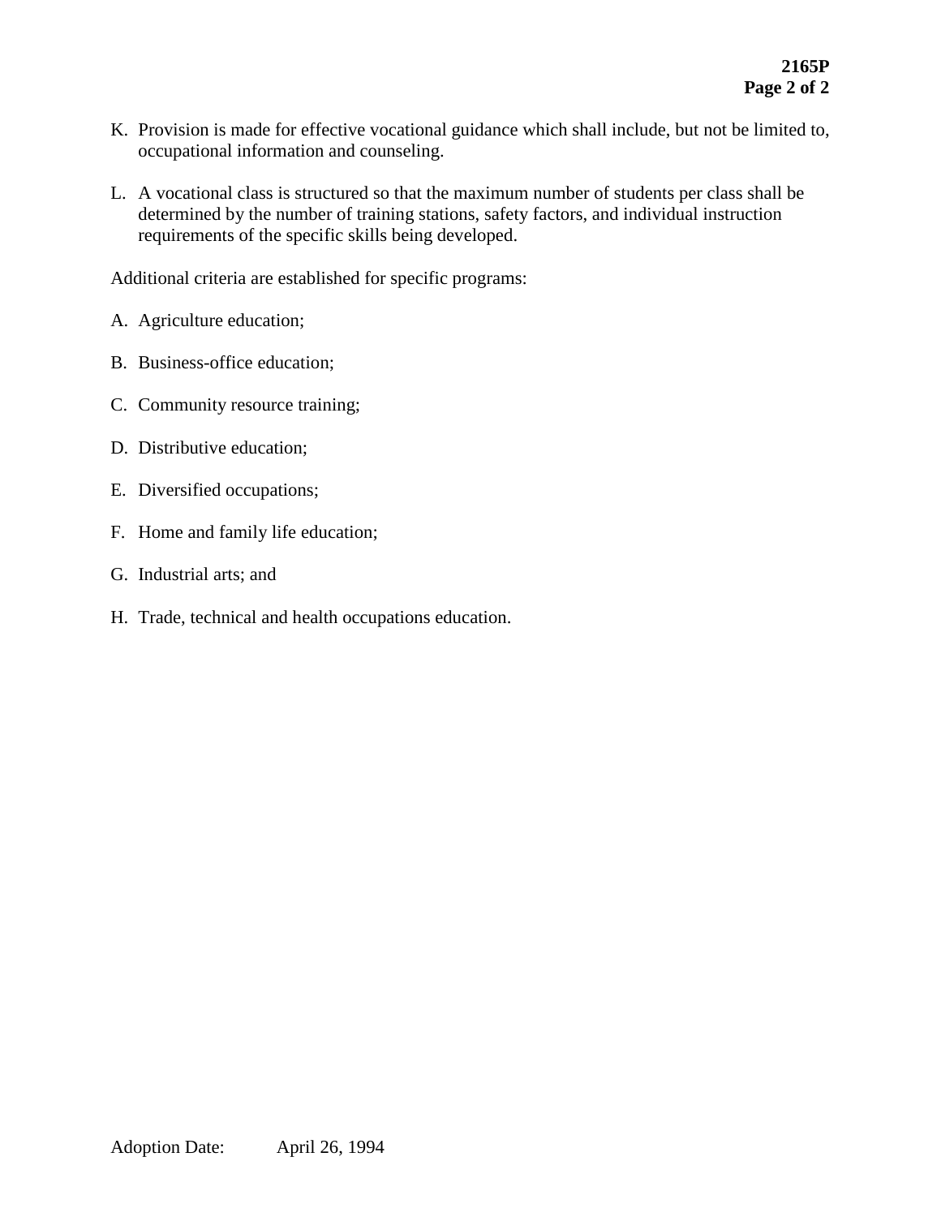K. Provision is made for effective vocational guidance which shall include, but not be limited to, occupational information and counseling.

L. A vocational class is structured so that the maximum number of students per class shall be determined by the number of training stations, safety factors, and individual instruction requirements of the specific skills being developed.

Additional criteria are established for specific programs:

A. Agriculture education;

B. Business-office education;

C. Community resource training;

D. Distributive education;

E. Diversified occupations;

F. Home and family life education;

G. Industrial arts; and

H. Trade, technical and health occupations education.

Adoption Date: April 26, 1994